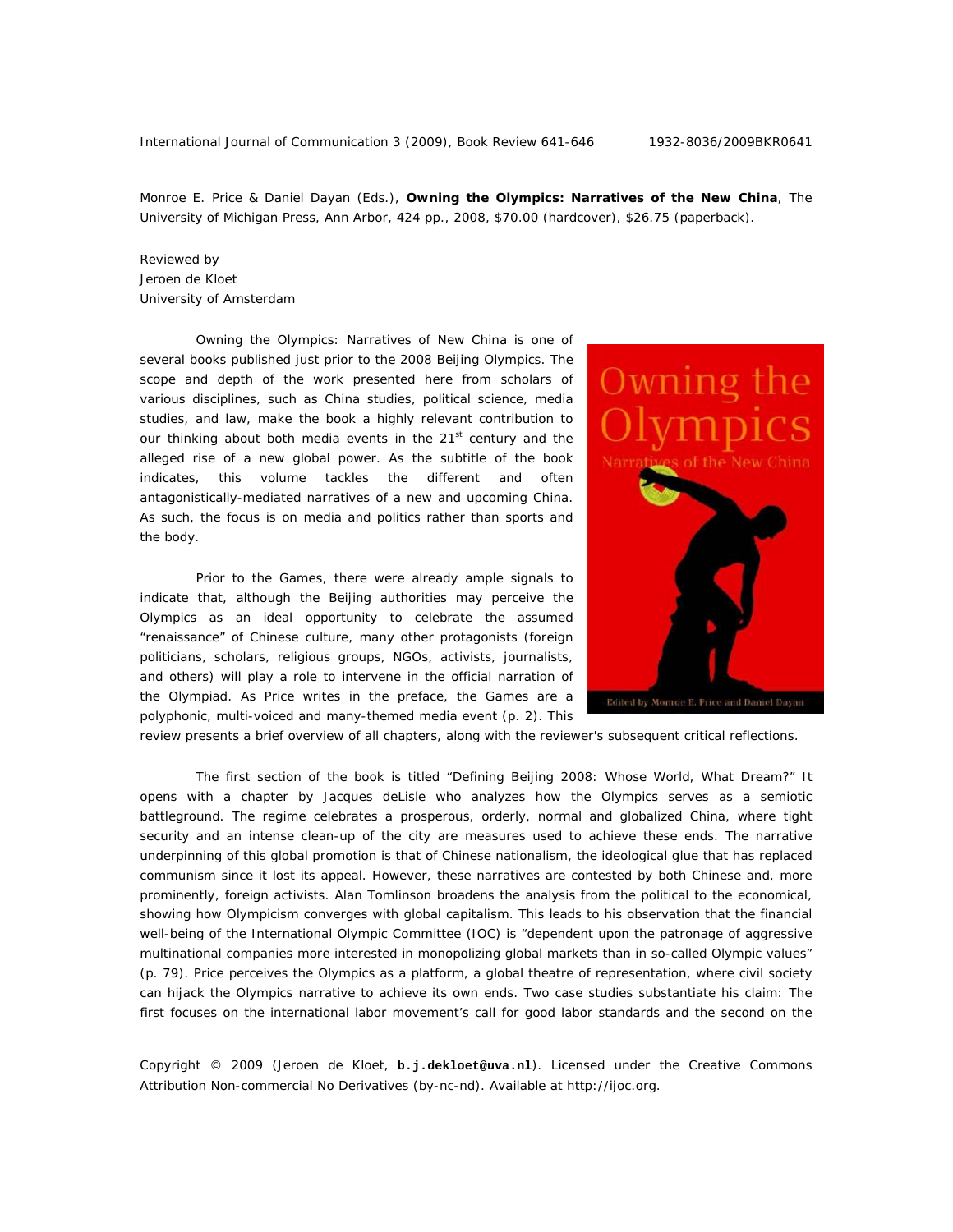Monroe E. Price & Daniel Dayan (Eds.), **Owning the Olympics: Narratives of the New China**, The University of Michigan Press, Ann Arbor, 424 pp., 2008, $70.00 (hardcover), $26.75 (paperback).

Reviewed by
Jeroen de Kloet
University of Amsterdam

Owning the Olympics: Narratives of New China is one of several books published just prior to the 2008 Beijing Olympics. The scope and depth of the work presented here from scholars of various disciplines, such as China studies, political science, media studies, and law, make the book a highly relevant contribution to our thinking about both media events in the 21st century and the alleged rise of a new global power. As the subtitle of the book indicates, this volume tackles the different and often antagonistically-mediated narratives of a new and upcoming China. As such, the focus is on media and politics rather than sports and the body.

Prior to the Games, there were already ample signals to indicate that, although the Beijing authorities may perceive the Olympics as an ideal opportunity to celebrate the assumed "renaissance" of Chinese culture, many other protagonists (foreign politicians, scholars, religious groups, NGOs, activists, journalists, and others) will play a role to intervene in the official narration of the Olympiad. As Price writes in the preface, the Games are a polyphonic, multi-voiced and many-themed media event (p. 2). This review presents a brief overview of all chapters, along with the reviewer's subsequent critical reflections.

The first section of the book is titled "Defining Beijing 2008: Whose World, What Dream?" It opens with a chapter by Jacques deLisle who analyzes how the Olympics serves as a semiotic battleground. The regime celebrates a prosperous, orderly, normal and globalized China, where tight security and an intense clean-up of the city are measures used to achieve these ends. The narrative underpinning of this global promotion is that of Chinese nationalism, the ideological glue that has replaced communism since it lost its appeal. However, these narratives are contested by both Chinese and, more prominently, foreign activists. Alan Tomlinson broadens the analysis from the political to the economical, showing how Olympicism converges with global capitalism. This leads to his observation that the financial well-being of the International Olympic Committee (IOC) is "dependent upon the patronage of aggressive multinational companies more interested in monopolizing global markets than in so-called Olympic values" (p. 79). Price perceives the Olympics as a platform, a global theatre of representation, where civil society can hijack the Olympics narrative to achieve its own ends. Two case studies substantiate his claim: The first focuses on the international labor movement's call for good labor standards and the second on the

Copyright © 2009 (Jeroen de Kloet, **b.j.dekloet@uva.nl**). Licensed under the Creative Commons Attribution Non-commercial No Derivatives (by-nc-nd). Available at http://ijoc.org.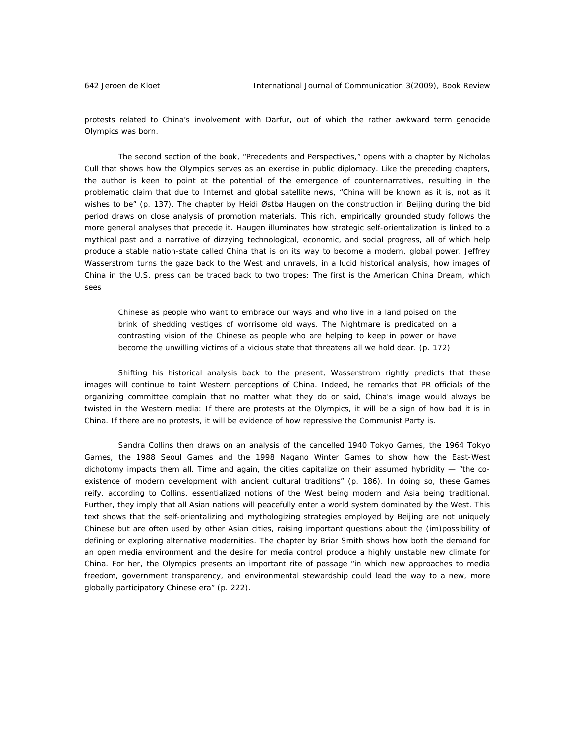protests related to China's involvement with Darfur, out of which the rather awkward term genocide Olympics was born.

The second section of the book, "Precedents and Perspectives," opens with a chapter by Nicholas Cull that shows how the Olympics serves as an exercise in public diplomacy. Like the preceding chapters, the author is keen to point at the potential of the emergence of counternarratives, resulting in the problematic claim that due to Internet and global satellite news, "China will be known as it is, not as it wishes to be" (p. 137). The chapter by Heidi Østbø Haugen on the construction in Beijing during the bid period draws on close analysis of promotion materials. This rich, empirically grounded study follows the more general analyses that precede it. Haugen illuminates how strategic self-orientalization is linked to a mythical past and a narrative of dizzying technological, economic, and social progress, all of which help produce a stable nation-state called China that is on its way to become a modern, global power. Jeffrey Wasserstrom turns the gaze back to the West and unravels, in a lucid historical analysis, how images of China in the U.S. press can be traced back to two tropes: The first is the American China Dream, which sees

> Chinese as people who want to embrace our ways and who live in a land poised on the brink of shedding vestiges of worrisome old ways. The Nightmare is predicated on a contrasting vision of the Chinese as people who are helping to keep in power or have become the unwilling victims of a vicious state that threatens all we hold dear. (p. 172)

Shifting his historical analysis back to the present, Wasserstrom rightly predicts that these images will continue to taint Western perceptions of China. Indeed, he remarks that PR officials of the organizing committee complain that no matter what they do or said, China's image would always be twisted in the Western media: If there are protests at the Olympics, it will be a sign of how bad it is in China. If there are no protests, it will be evidence of how repressive the Communist Party is.

Sandra Collins then draws on an analysis of the cancelled 1940 Tokyo Games, the 1964 Tokyo Games, the 1988 Seoul Games and the 1998 Nagano Winter Games to show how the East-West dichotomy impacts them all. Time and again, the cities capitalize on their assumed hybridity — "the co-existence of modern development with ancient cultural traditions" (p. 186). In doing so, these Games reify, according to Collins, essentialized notions of the West being modern and Asia being traditional. Further, they imply that all Asian nations will peacefully enter a world system dominated by the West. This text shows that the self-orientalizing and mythologizing strategies employed by Beijing are not uniquely Chinese but are often used by other Asian cities, raising important questions about the (im)possibility of defining or exploring alternative modernities. The chapter by Briar Smith shows how both the demand for an open media environment and the desire for media control produce a highly unstable new climate for China. For her, the Olympics presents an important rite of passage "in which new approaches to media freedom, government transparency, and environmental stewardship could lead the way to a new, more globally participatory Chinese era" (p. 222).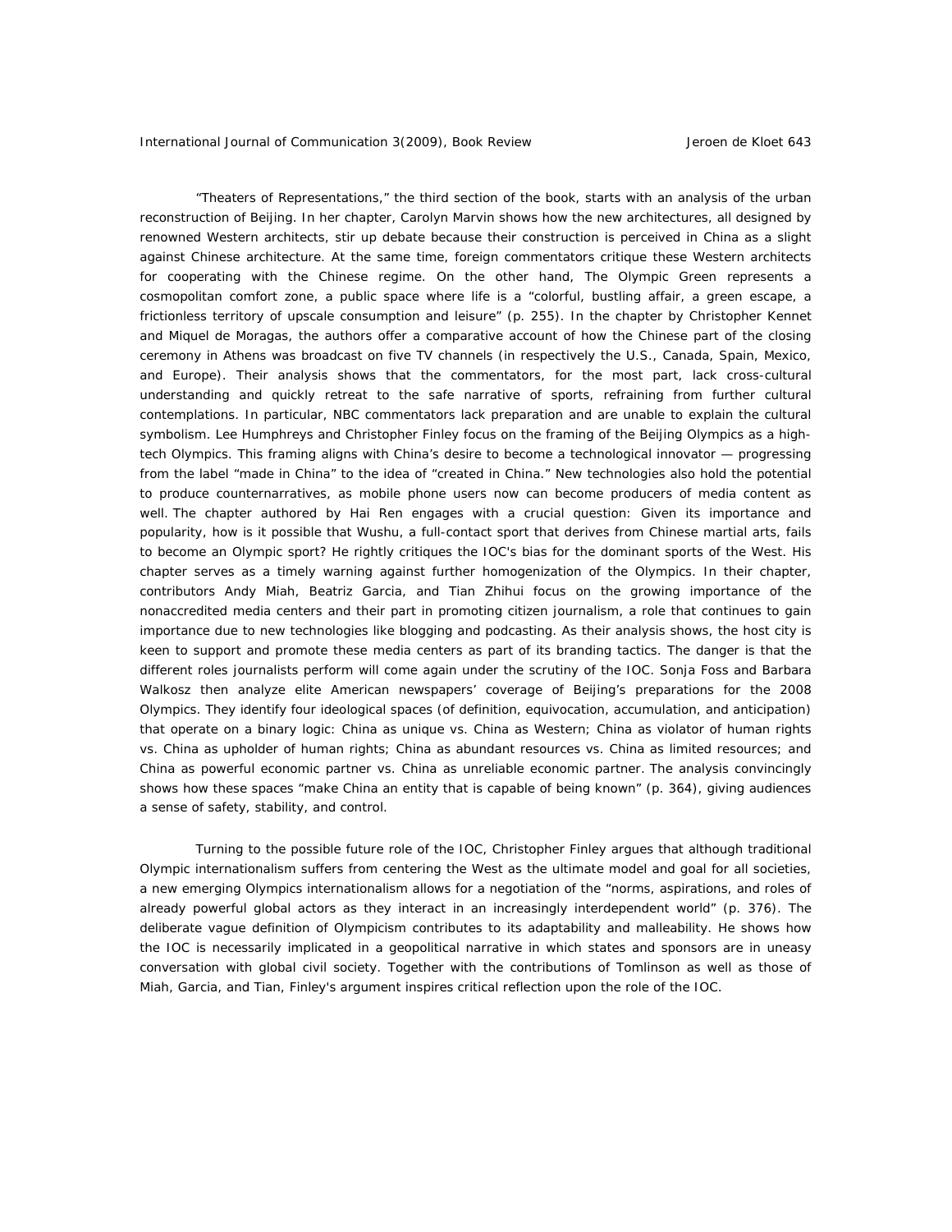"Theaters of Representations," the third section of the book, starts with an analysis of the urban reconstruction of Beijing. In her chapter, Carolyn Marvin shows how the new architectures, all designed by renowned Western architects, stir up debate because their construction is perceived in China as a slight against Chinese architecture. At the same time, foreign commentators critique these Western architects for cooperating with the Chinese regime. On the other hand, The Olympic Green represents a cosmopolitan comfort zone, a public space where life is a "colorful, bustling affair, a green escape, a frictionless territory of upscale consumption and leisure" (p. 255). In the chapter by Christopher Kennet and Miquel de Moragas, the authors offer a comparative account of how the Chinese part of the closing ceremony in Athens was broadcast on five TV channels (in respectively the U.S., Canada, Spain, Mexico, and Europe). Their analysis shows that the commentators, for the most part, lack cross-cultural understanding and quickly retreat to the safe narrative of sports, refraining from further cultural contemplations. In particular, NBC commentators lack preparation and are unable to explain the cultural symbolism. Lee Humphreys and Christopher Finley focus on the framing of the Beijing Olympics as a high-tech Olympics. This framing aligns with China's desire to become a technological innovator — progressing from the label "made in China" to the idea of "created in China." New technologies also hold the potential to produce counternarratives, as mobile phone users now can become producers of media content as well. The chapter authored by Hai Ren engages with a crucial question: Given its importance and popularity, how is it possible that Wushu, a full-contact sport that derives from Chinese martial arts, fails to become an Olympic sport? He rightly critiques the IOC's bias for the dominant sports of the West. His chapter serves as a timely warning against further homogenization of the Olympics. In their chapter, contributors Andy Miah, Beatriz Garcia, and Tian Zhihui focus on the growing importance of the nonaccredited media centers and their part in promoting citizen journalism, a role that continues to gain importance due to new technologies like blogging and podcasting. As their analysis shows, the host city is keen to support and promote these media centers as part of its branding tactics. The danger is that the different roles journalists perform will come again under the scrutiny of the IOC. Sonja Foss and Barbara Walkosz then analyze elite American newspapers' coverage of Beijing's preparations for the 2008 Olympics. They identify four ideological spaces (of definition, equivocation, accumulation, and anticipation) that operate on a binary logic: China as unique vs. China as Western; China as violator of human rights vs. China as upholder of human rights; China as abundant resources vs. China as limited resources; and China as powerful economic partner vs. China as unreliable economic partner. The analysis convincingly shows how these spaces "make China an entity that is capable of being known" (p. 364), giving audiences a sense of safety, stability, and control.

Turning to the possible future role of the IOC, Christopher Finley argues that although traditional Olympic internationalism suffers from centering the West as the ultimate model and goal for all societies, a new emerging Olympics internationalism allows for a negotiation of the "norms, aspirations, and roles of already powerful global actors as they interact in an increasingly interdependent world" (p. 376). The deliberate vague definition of Olympicism contributes to its adaptability and malleability. He shows how the IOC is necessarily implicated in a geopolitical narrative in which states and sponsors are in uneasy conversation with global civil society. Together with the contributions of Tomlinson as well as those of Miah, Garcia, and Tian, Finley's argument inspires critical reflection upon the role of the IOC.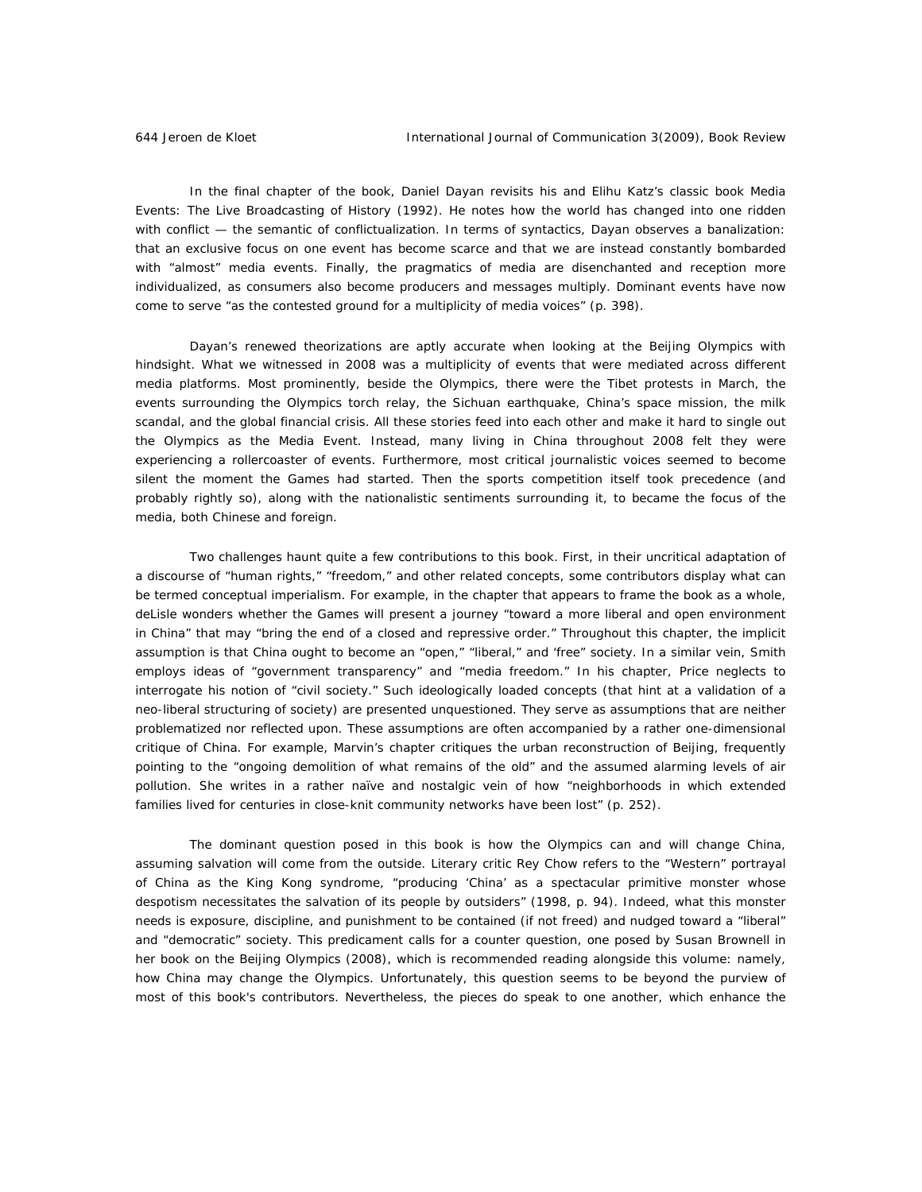In the final chapter of the book, Daniel Dayan revisits his and Elihu Katz's classic book Media Events: The Live Broadcasting of History (1992). He notes how the world has changed into one ridden with conflict — the semantic of conflictualization. In terms of syntactics, Dayan observes a banalization: that an exclusive focus on one event has become scarce and that we are instead constantly bombarded with "almost" media events. Finally, the pragmatics of media are disenchanted and reception more individualized, as consumers also become producers and messages multiply. Dominant events have now come to serve "as the contested ground for a multiplicity of media voices" (p. 398).

Dayan's renewed theorizations are aptly accurate when looking at the Beijing Olympics with hindsight. What we witnessed in 2008 was a multiplicity of events that were mediated across different media platforms. Most prominently, beside the Olympics, there were the Tibet protests in March, the events surrounding the Olympics torch relay, the Sichuan earthquake, China's space mission, the milk scandal, and the global financial crisis. All these stories feed into each other and make it hard to single out the Olympics as the Media Event. Instead, many living in China throughout 2008 felt they were experiencing a rollercoaster of events. Furthermore, most critical journalistic voices seemed to become silent the moment the Games had started. Then the sports competition itself took precedence (and probably rightly so), along with the nationalistic sentiments surrounding it, to became the focus of the media, both Chinese and foreign.

Two challenges haunt quite a few contributions to this book. First, in their uncritical adaptation of a discourse of "human rights," "freedom," and other related concepts, some contributors display what can be termed conceptual imperialism. For example, in the chapter that appears to frame the book as a whole, deLisle wonders whether the Games will present a journey "toward a more liberal and open environment in China" that may "bring the end of a closed and repressive order." Throughout this chapter, the implicit assumption is that China ought to become an "open," "liberal," and 'free" society. In a similar vein, Smith employs ideas of "government transparency" and "media freedom." In his chapter, Price neglects to interrogate his notion of "civil society." Such ideologically loaded concepts (that hint at a validation of a neo-liberal structuring of society) are presented unquestioned. They serve as assumptions that are neither problematized nor reflected upon. These assumptions are often accompanied by a rather one-dimensional critique of China. For example, Marvin's chapter critiques the urban reconstruction of Beijing, frequently pointing to the "ongoing demolition of what remains of the old" and the assumed alarming levels of air pollution. She writes in a rather naïve and nostalgic vein of how "neighborhoods in which extended families lived for centuries in close-knit community networks have been lost" (p. 252).

The dominant question posed in this book is how the Olympics can and will change China, assuming salvation will come from the outside. Literary critic Rey Chow refers to the "Western" portrayal of China as the King Kong syndrome, "producing 'China' as a spectacular primitive monster whose despotism necessitates the salvation of its people by outsiders" (1998, p. 94). Indeed, what this monster needs is exposure, discipline, and punishment to be contained (if not freed) and nudged toward a "liberal" and "democratic" society. This predicament calls for a counter question, one posed by Susan Brownell in her book on the Beijing Olympics (2008), which is recommended reading alongside this volume: namely, how China may change the Olympics. Unfortunately, this question seems to be beyond the purview of most of this book's contributors. Nevertheless, the pieces do speak to one another, which enhance the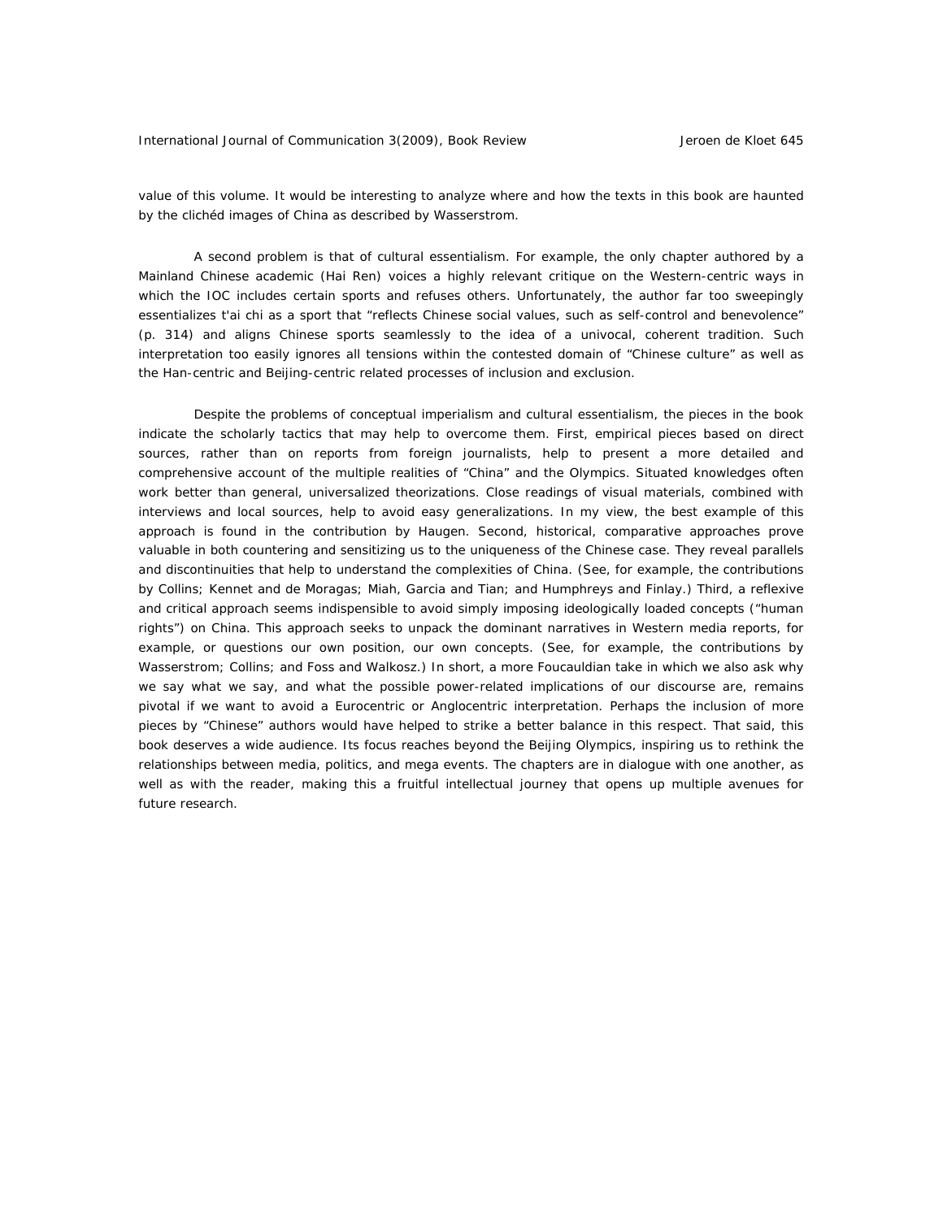value of this volume. It would be interesting to analyze where and how the texts in this book are haunted by the clichéd images of China as described by Wasserstrom.

A second problem is that of cultural essentialism. For example, the only chapter authored by a Mainland Chinese academic (Hai Ren) voices a highly relevant critique on the Western-centric ways in which the IOC includes certain sports and refuses others. Unfortunately, the author far too sweepingly essentializes t'ai chi as a sport that "reflects Chinese social values, such as self-control and benevolence" (p. 314) and aligns Chinese sports seamlessly to the idea of a univocal, coherent tradition. Such interpretation too easily ignores all tensions within the contested domain of "Chinese culture" as well as the Han-centric and Beijing-centric related processes of inclusion and exclusion.

Despite the problems of conceptual imperialism and cultural essentialism, the pieces in the book indicate the scholarly tactics that may help to overcome them. First, empirical pieces based on direct sources, rather than on reports from foreign journalists, help to present a more detailed and comprehensive account of the multiple realities of "China" and the Olympics. Situated knowledges often work better than general, universalized theorizations. Close readings of visual materials, combined with interviews and local sources, help to avoid easy generalizations. In my view, the best example of this approach is found in the contribution by Haugen. Second, historical, comparative approaches prove valuable in both countering and sensitizing us to the uniqueness of the Chinese case. They reveal parallels and discontinuities that help to understand the complexities of China. (See, for example, the contributions by Collins; Kennet and de Moragas; Miah, Garcia and Tian; and Humphreys and Finlay.) Third, a reflexive and critical approach seems indispensible to avoid simply imposing ideologically loaded concepts ("human rights") on China. This approach seeks to unpack the dominant narratives in Western media reports, for example, or questions our own position, our own concepts. (See, for example, the contributions by Wasserstrom; Collins; and Foss and Walkosz.) In short, a more Foucauldian take in which we also ask why we say what we say, and what the possible power-related implications of our discourse are, remains pivotal if we want to avoid a Eurocentric or Anglocentric interpretation. Perhaps the inclusion of more pieces by "Chinese" authors would have helped to strike a better balance in this respect. That said, this book deserves a wide audience. Its focus reaches beyond the Beijing Olympics, inspiring us to rethink the relationships between media, politics, and mega events. The chapters are in dialogue with one another, as well as with the reader, making this a fruitful intellectual journey that opens up multiple avenues for future research.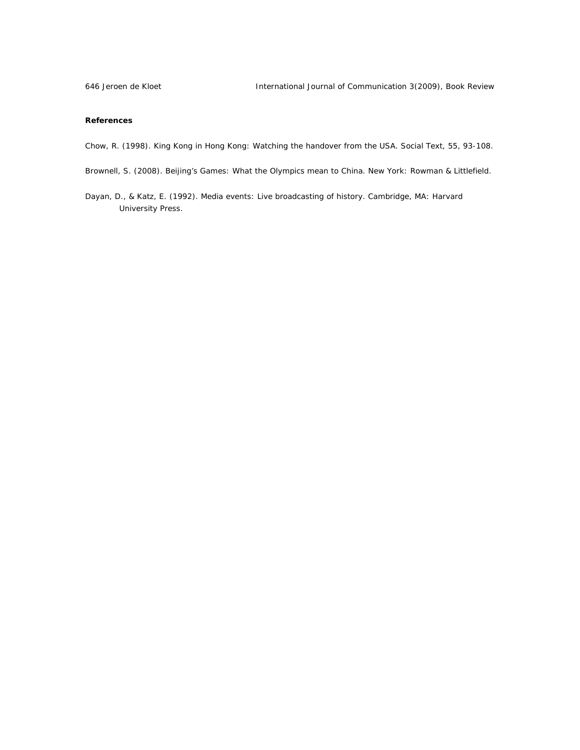**References**

Chow, R. (1998). King Kong in Hong Kong: Watching the handover from the USA. Social Text, 55, 93-108.

Brownell, S. (2008). Beijing's Games: What the Olympics mean to China. New York: Rowman & Littlefield.

Dayan, D., & Katz, E. (1992). Media events: Live broadcasting of history. Cambridge, MA: Harvard University Press.